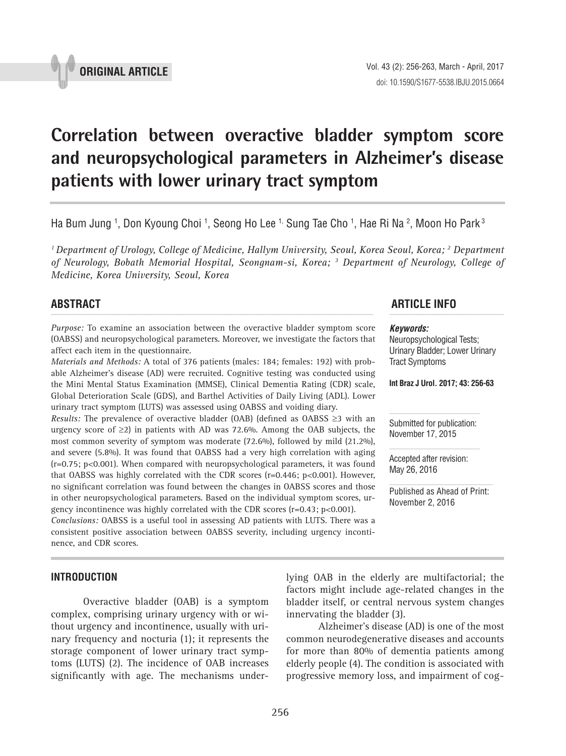**ORIGINAL ARTICLE**

# Correlation between overactive bladder symptom score and neuropsychological parameters in Alzheimer's disease patients with lower urinary tract symptom

Ha Bum Jung [1], Don Kyoung Choi [1], Seong Ho Lee [1,] Sung Tae Cho [1], Hae Ri Na [2], Moon Ho Park [3]

*[1] Department of Urology, College of Medicine, Hallym University, Seoul, Korea Seoul, Korea; [2] Department of Neurology, Bobath Memorial Hospital, Seongnam-si, Korea; [3] Department of Neurology, College of Medicine, Korea University, Seoul, Korea*

## ABSTRACT

*Purpose:* To examine an association between the overactive bladder symptom score (OABSS) and neuropsychological parameters. Moreover, we investigate the factors that affect each item in the questionnaire.

*Materials and Methods:* A total of 376 patients (males: 184; females: 192) with probable Alzheimer's disease (AD) were recruited. Cognitive testing was conducted using the Mini Mental Status Examination (MMSE), Clinical Dementia Rating (CDR) scale, Global Deterioration Scale (GDS), and Barthel Activities of Daily Living (ADL). Lower urinary tract symptom (LUTS) was assessed using OABSS and voiding diary.

*Results:* The prevalence of overactive bladder (OAB) (defined as OABSS $\geq 3$ with an urgency score of $\geq 2$) in patients with AD was 72.6%. Among the OAB subjects, the most common severity of symptom was moderate (72.6%), followed by mild (21.2%), and severe (5.8%). It was found that OABSS had a very high correlation with aging ($r=0.75$; $p<0.001$). When compared with neuropsychological parameters, it was found that OABSS was highly correlated with the CDR scores ($r=0.446$; $p<0.001$). However, no significant correlation was found between the changes in OABSS scores and those in other neuropsychological parameters. Based on the individual symptom scores, urgency incontinence was highly correlated with the CDR scores ($r=0.43$; $p<0.001$).

*Conclusions:* OABSS is a useful tool in assessing AD patients with LUTS. There was a consistent positive association between OABSS severity, including urgency incontinence, and CDR scores.

## ARTICLE INFO

***Keywords:***
Neuropsychological Tests; Urinary Bladder; Lower Urinary Tract Symptoms

**Int Braz J Urol. 2017; 43: 256-63**

Submitted for publication: November 17, 2015

Accepted after revision: May 26, 2016

Published as Ahead of Print: November 2, 2016

## INTRODUCTION

Overactive bladder (OAB) is a symptom complex, comprising urinary urgency with or without urgency and incontinence, usually with urinary frequency and nocturia (1); it represents the storage component of lower urinary tract symptoms (LUTS) (2). The incidence of OAB increases significantly with age. The mechanisms underlying OAB in the elderly are multifactorial; the factors might include age-related changes in the bladder itself, or central nervous system changes innervating the bladder (3).

Alzheimer's disease (AD) is one of the most common neurodegenerative diseases and accounts for more than 80% of dementia patients among elderly people (4). The condition is associated with progressive memory loss, and impairment of cog-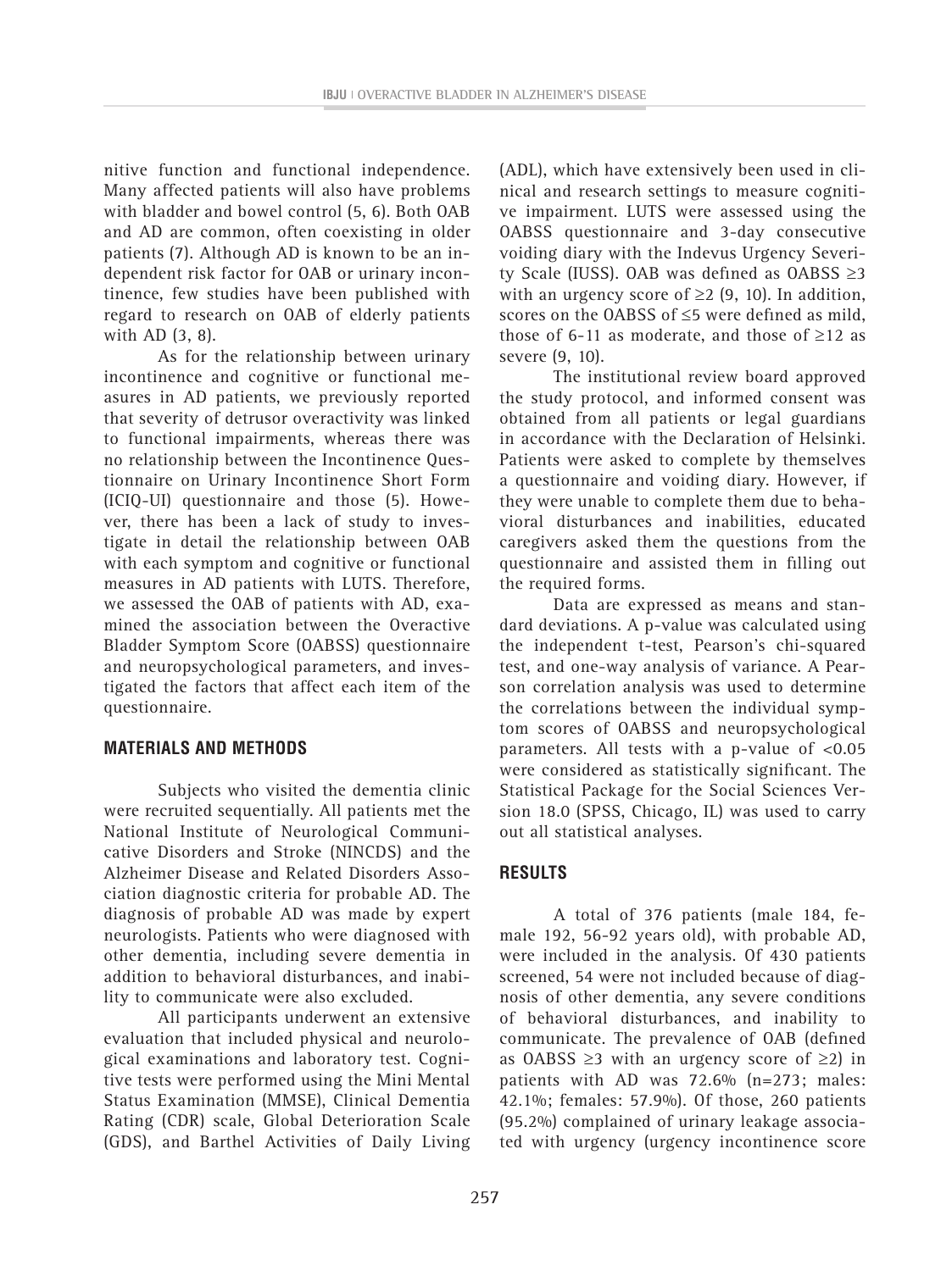nitive function and functional independence. Many affected patients will also have problems with bladder and bowel control (5, 6). Both OAB and AD are common, often coexisting in older patients (7). Although AD is known to be an independent risk factor for OAB or urinary incontinence, few studies have been published with regard to research on OAB of elderly patients with AD (3, 8).

As for the relationship between urinary incontinence and cognitive or functional measures in AD patients, we previously reported that severity of detrusor overactivity was linked to functional impairments, whereas there was no relationship between the Incontinence Questionnaire on Urinary Incontinence Short Form (ICIQ-UI) questionnaire and those (5). However, there has been a lack of study to investigate in detail the relationship between OAB with each symptom and cognitive or functional measures in AD patients with LUTS. Therefore, we assessed the OAB of patients with AD, examined the association between the Overactive Bladder Symptom Score (OABSS) questionnaire and neuropsychological parameters, and investigated the factors that affect each item of the questionnaire.

## MATERIALS AND METHODS

Subjects who visited the dementia clinic were recruited sequentially. All patients met the National Institute of Neurological Communicative Disorders and Stroke (NINCDS) and the Alzheimer Disease and Related Disorders Association diagnostic criteria for probable AD. The diagnosis of probable AD was made by expert neurologists. Patients who were diagnosed with other dementia, including severe dementia in addition to behavioral disturbances, and inability to communicate were also excluded.

All participants underwent an extensive evaluation that included physical and neurological examinations and laboratory test. Cognitive tests were performed using the Mini Mental Status Examination (MMSE), Clinical Dementia Rating (CDR) scale, Global Deterioration Scale (GDS), and Barthel Activities of Daily Living (ADL), which have extensively been used in clinical and research settings to measure cognitive impairment. LUTS were assessed using the OABSS questionnaire and 3-day consecutive voiding diary with the Indevus Urgency Severity Scale (IUSS). OAB was defined as OABSS $\geq 3$ with an urgency score of $\geq 2$ (9, 10). In addition, scores on the OABSS of $\leq 5$ were defined as mild, those of 6-11 as moderate, and those of $\geq 12$ as severe (9, 10).

The institutional review board approved the study protocol, and informed consent was obtained from all patients or legal guardians in accordance with the Declaration of Helsinki. Patients were asked to complete by themselves a questionnaire and voiding diary. However, if they were unable to complete them due to behavioral disturbances and inabilities, educated caregivers asked them the questions from the questionnaire and assisted them in filling out the required forms.

Data are expressed as means and standard deviations. A p-value was calculated using the independent t-test, Pearson's chi-squared test, and one-way analysis of variance. A Pearson correlation analysis was used to determine the correlations between the individual symptom scores of OABSS and neuropsychological parameters. All tests with a p-value of $<0.05$ were considered as statistically significant. The Statistical Package for the Social Sciences Version 18.0 (SPSS, Chicago, IL) was used to carry out all statistical analyses.

## RESULTS

A total of 376 patients (male 184, female 192, 56-92 years old), with probable AD, were included in the analysis. Of 430 patients screened, 54 were not included because of diagnosis of other dementia, any severe conditions of behavioral disturbances, and inability to communicate. The prevalence of OAB (defined as OABSS $\geq 3$ with an urgency score of $\geq 2$) in patients with AD was 72.6% (n=273; males: 42.1%; females: 57.9%). Of those, 260 patients (95.2%) complained of urinary leakage associated with urgency (urgency incontinence score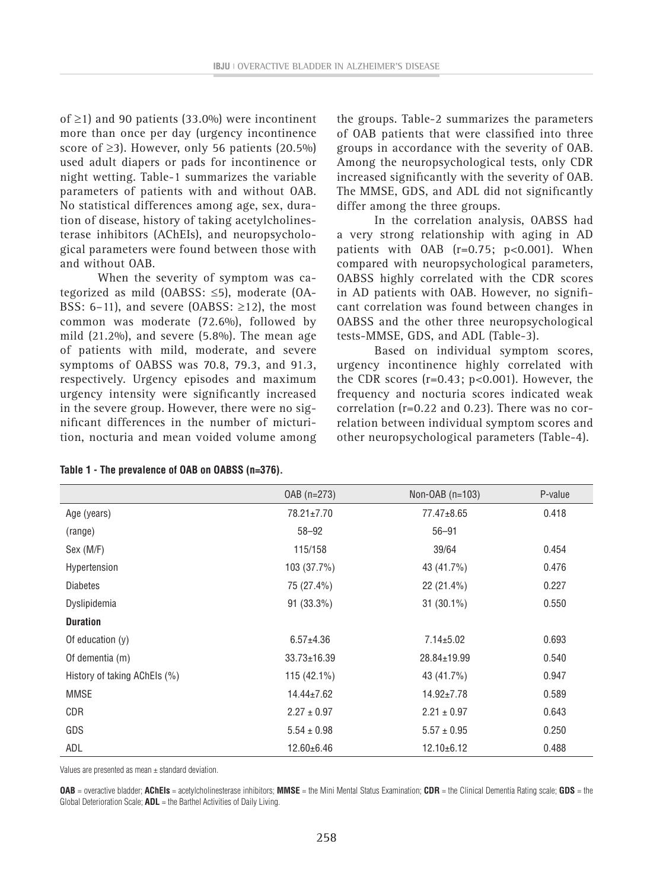of ≥1) and 90 patients (33.0%) were incontinent more than once per day (urgency incontinence score of ≥3). However, only 56 patients (20.5%) used adult diapers or pads for incontinence or night wetting. Table-1 summarizes the variable parameters of patients with and without OAB. No statistical differences among age, sex, duration of disease, history of taking acetylcholinesterase inhibitors (AChEIs), and neuropsychological parameters were found between those with and without OAB.

When the severity of symptom was categorized as mild (OABSS: ≤5), moderate (OABSS: 6–11), and severe (OABSS: ≥12), the most common was moderate (72.6%), followed by mild (21.2%), and severe (5.8%). The mean age of patients with mild, moderate, and severe symptoms of OABSS was 70.8, 79.3, and 91.3, respectively. Urgency episodes and maximum urgency intensity were significantly increased in the severe group. However, there were no significant differences in the number of micturition, nocturia and mean voided volume among the groups. Table-2 summarizes the parameters of OAB patients that were classified into three groups in accordance with the severity of OAB. Among the neuropsychological tests, only CDR increased significantly with the severity of OAB. The MMSE, GDS, and ADL did not significantly differ among the three groups.

In the correlation analysis, OABSS had a very strong relationship with aging in AD patients with OAB ($r=0.75$; $p<0.001$). When compared with neuropsychological parameters, OABSS highly correlated with the CDR scores in AD patients with OAB. However, no significant correlation was found between changes in OABSS and the other three neuropsychological tests-MMSE, GDS, and ADL (Table-3).

Based on individual symptom scores, urgency incontinence highly correlated with the CDR scores ($r=0.43$; $p<0.001$). However, the frequency and nocturia scores indicated weak correlation ($r=0.22$ and $0.23$). There was no correlation between individual symptom scores and other neuropsychological parameters (Table-4).

**Table 1 - The prevalence of OAB on OABSS (n=376).**

| | OAB (n=273) | Non-OAB (n=103) | P-value |
|---|---|---|---|
| Age (years) | 78.21±7.70 | 77.47±8.65 | 0.418 |
| (range) | 58–92 | 56–91 | |
| Sex (M/F) | 115/158 | 39/64 | 0.454 |
| Hypertension | 103 (37.7%) | 43 (41.7%) | 0.476 |
| Diabetes | 75 (27.4%) | 22 (21.4%) | 0.227 |
| Dyslipidemia | 91 (33.3%) | 31 (30.1%) | 0.550 |
| **Duration** | | | |
| Of education (y) | 6.57±4.36 | 7.14±5.02 | 0.693 |
| Of dementia (m) | 33.73±16.39 | 28.84±19.99 | 0.540 |
| History of taking AChEIs (%) | 115 (42.1%) | 43 (41.7%) | 0.947 |
| MMSE | 14.44±7.62 | 14.92±7.78 | 0.589 |
| CDR | 2.27 ± 0.97 | 2.21 ± 0.97 | 0.643 |
| GDS | 5.54 ± 0.98 | 5.57 ± 0.95 | 0.250 |
| ADL | 12.60±6.46 | 12.10±6.12 | 0.488 |

Values are presented as mean ± standard deviation.

**OAB** = overactive bladder; **AChEIs** = acetylcholinesterase inhibitors; **MMSE** = the Mini Mental Status Examination; **CDR** = the Clinical Dementia Rating scale; **GDS** = the Global Deterioration Scale; **ADL** = the Barthel Activities of Daily Living.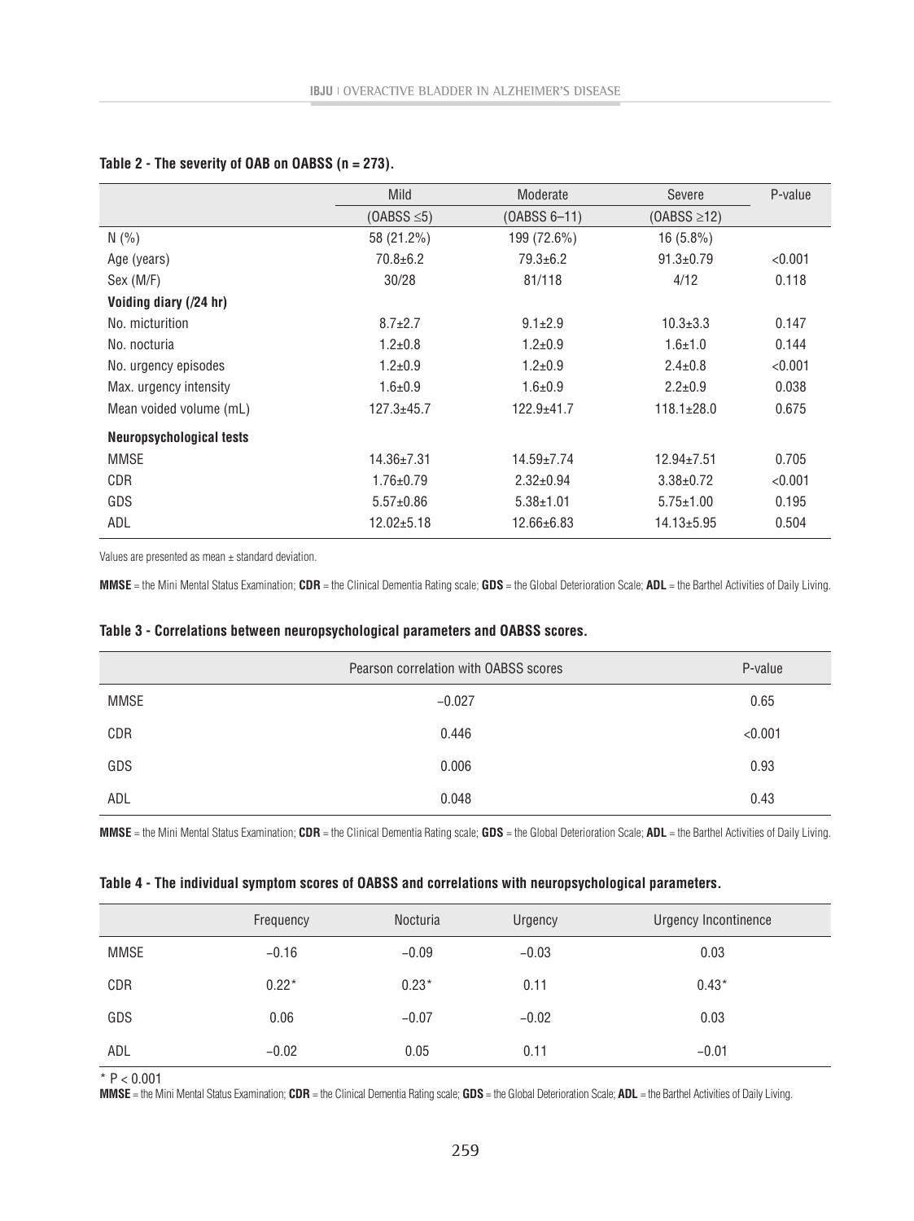**Table 2 - The severity of OAB on OABSS (n = 273).**

| | Mild | Moderate | Severe | P-value |
|---|---|---|---|---|
| | (OABSS ≤5) | (OABSS 6–11) | (OABSS ≥12) | |
| N (%) | 58 (21.2%) | 199 (72.6%) | 16 (5.8%) | |
| Age (years) | 70.8±6.2 | 79.3±6.2 | 91.3±0.79 | <0.001 |
| Sex (M/F) | 30/28 | 81/118 | 4/12 | 0.118 |
| **Voiding diary (/24 hr)** | | | | |
| No. micturition | 8.7±2.7 | 9.1±2.9 | 10.3±3.3 | 0.147 |
| No. nocturia | 1.2±0.8 | 1.2±0.9 | 1.6±1.0 | 0.144 |
| No. urgency episodes | 1.2±0.9 | 1.2±0.9 | 2.4±0.8 | <0.001 |
| Max. urgency intensity | 1.6±0.9 | 1.6±0.9 | 2.2±0.9 | 0.038 |
| Mean voided volume (mL) | 127.3±45.7 | 122.9±41.7 | 118.1±28.0 | 0.675 |
| **Neuropsychological tests** | | | | |
| MMSE | 14.36±7.31 | 14.59±7.74 | 12.94±7.51 | 0.705 |
| CDR | 1.76±0.79 | 2.32±0.94 | 3.38±0.72 | <0.001 |
| GDS | 5.57±0.86 | 5.38±1.01 | 5.75±1.00 | 0.195 |
| ADL | 12.02±5.18 | 12.66±6.83 | 14.13±5.95 | 0.504 |

Values are presented as mean ± standard deviation.

**MMSE** = the Mini Mental Status Examination; **CDR** = the Clinical Dementia Rating scale; **GDS** = the Global Deterioration Scale; **ADL** = the Barthel Activities of Daily Living.

**Table 3 - Correlations between neuropsychological parameters and OABSS scores.**

| | Pearson correlation with OABSS scores | P-value |
|---|---|---|
| MMSE | −0.027 | 0.65 |
| CDR | 0.446 | <0.001 |
| GDS | 0.006 | 0.93 |
| ADL | 0.048 | 0.43 |

**MMSE** = the Mini Mental Status Examination; **CDR** = the Clinical Dementia Rating scale; **GDS** = the Global Deterioration Scale; **ADL** = the Barthel Activities of Daily Living.

**Table 4 - The individual symptom scores of OABSS and correlations with neuropsychological parameters.**

| | Frequency | Nocturia | Urgency | Urgency Incontinence |
|---|---|---|---|---|
| MMSE | −0.16 | −0.09 | −0.03 | 0.03 |
| CDR | 0.22* | 0.23* | 0.11 | 0.43* |
| GDS | 0.06 | −0.07 | −0.02 | 0.03 |
| ADL | −0.02 | 0.05 | 0.11 | −0.01 |

* $P < 0.001$

**MMSE** = the Mini Mental Status Examination; **CDR** = the Clinical Dementia Rating scale; **GDS** = the Global Deterioration Scale; **ADL** = the Barthel Activities of Daily Living.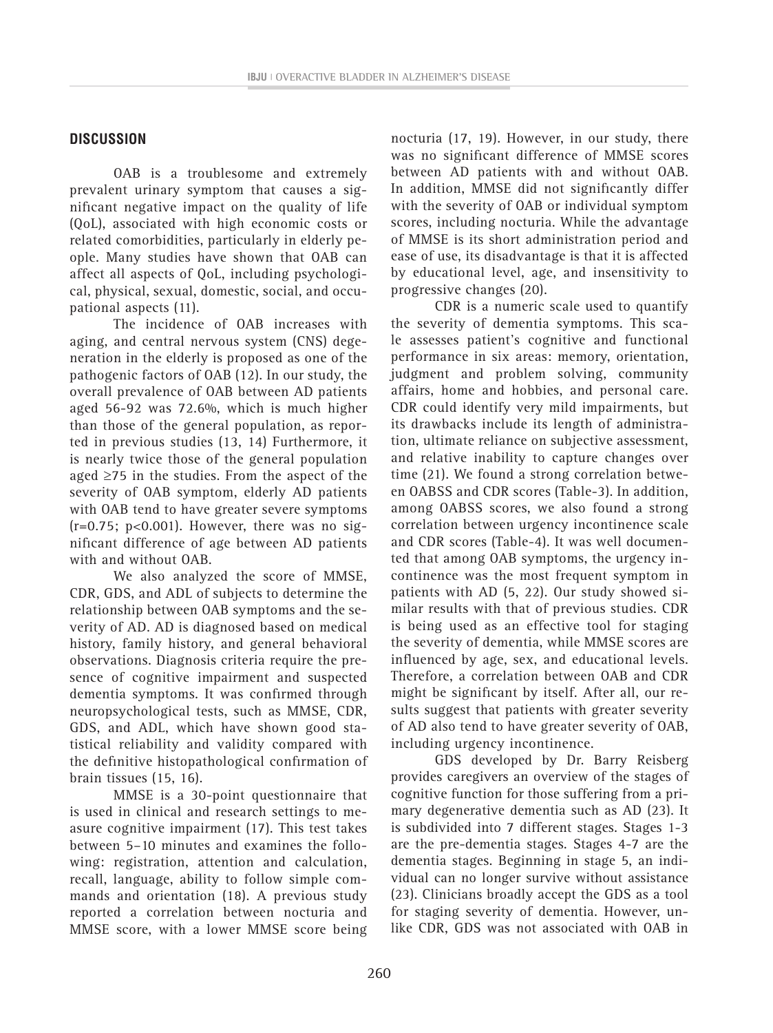## DISCUSSION

OAB is a troublesome and extremely prevalent urinary symptom that causes a significant negative impact on the quality of life (QoL), associated with high economic costs or related comorbidities, particularly in elderly people. Many studies have shown that OAB can affect all aspects of QoL, including psychological, physical, sexual, domestic, social, and occupational aspects (11).

The incidence of OAB increases with aging, and central nervous system (CNS) degeneration in the elderly is proposed as one of the pathogenic factors of OAB (12). In our study, the overall prevalence of OAB between AD patients aged 56-92 was 72.6%, which is much higher than those of the general population, as reported in previous studies (13, 14) Furthermore, it is nearly twice those of the general population aged ≥75 in the studies. From the aspect of the severity of OAB symptom, elderly AD patients with OAB tend to have greater severe symptoms ($r=0.75$; $p<0.001$). However, there was no significant difference of age between AD patients with and without OAB.

We also analyzed the score of MMSE, CDR, GDS, and ADL of subjects to determine the relationship between OAB symptoms and the severity of AD. AD is diagnosed based on medical history, family history, and general behavioral observations. Diagnosis criteria require the presence of cognitive impairment and suspected dementia symptoms. It was confirmed through neuropsychological tests, such as MMSE, CDR, GDS, and ADL, which have shown good statistical reliability and validity compared with the definitive histopathological confirmation of brain tissues (15, 16).

MMSE is a 30-point questionnaire that is used in clinical and research settings to measure cognitive impairment (17). This test takes between 5–10 minutes and examines the following: registration, attention and calculation, recall, language, ability to follow simple commands and orientation (18). A previous study reported a correlation between nocturia and MMSE score, with a lower MMSE score being nocturia (17, 19). However, in our study, there was no significant difference of MMSE scores between AD patients with and without OAB. In addition, MMSE did not significantly differ with the severity of OAB or individual symptom scores, including nocturia. While the advantage of MMSE is its short administration period and ease of use, its disadvantage is that it is affected by educational level, age, and insensitivity to progressive changes (20).

CDR is a numeric scale used to quantify the severity of dementia symptoms. This scale assesses patient's cognitive and functional performance in six areas: memory, orientation, judgment and problem solving, community affairs, home and hobbies, and personal care. CDR could identify very mild impairments, but its drawbacks include its length of administration, ultimate reliance on subjective assessment, and relative inability to capture changes over time (21). We found a strong correlation between OABSS and CDR scores (Table-3). In addition, among OABSS scores, we also found a strong correlation between urgency incontinence scale and CDR scores (Table-4). It was well documented that among OAB symptoms, the urgency incontinence was the most frequent symptom in patients with AD (5, 22). Our study showed similar results with that of previous studies. CDR is being used as an effective tool for staging the severity of dementia, while MMSE scores are influenced by age, sex, and educational levels. Therefore, a correlation between OAB and CDR might be significant by itself. After all, our results suggest that patients with greater severity of AD also tend to have greater severity of OAB, including urgency incontinence.

GDS developed by Dr. Barry Reisberg provides caregivers an overview of the stages of cognitive function for those suffering from a primary degenerative dementia such as AD (23). It is subdivided into 7 different stages. Stages 1-3 are the pre-dementia stages. Stages 4-7 are the dementia stages. Beginning in stage 5, an individual can no longer survive without assistance (23). Clinicians broadly accept the GDS as a tool for staging severity of dementia. However, unlike CDR, GDS was not associated with OAB in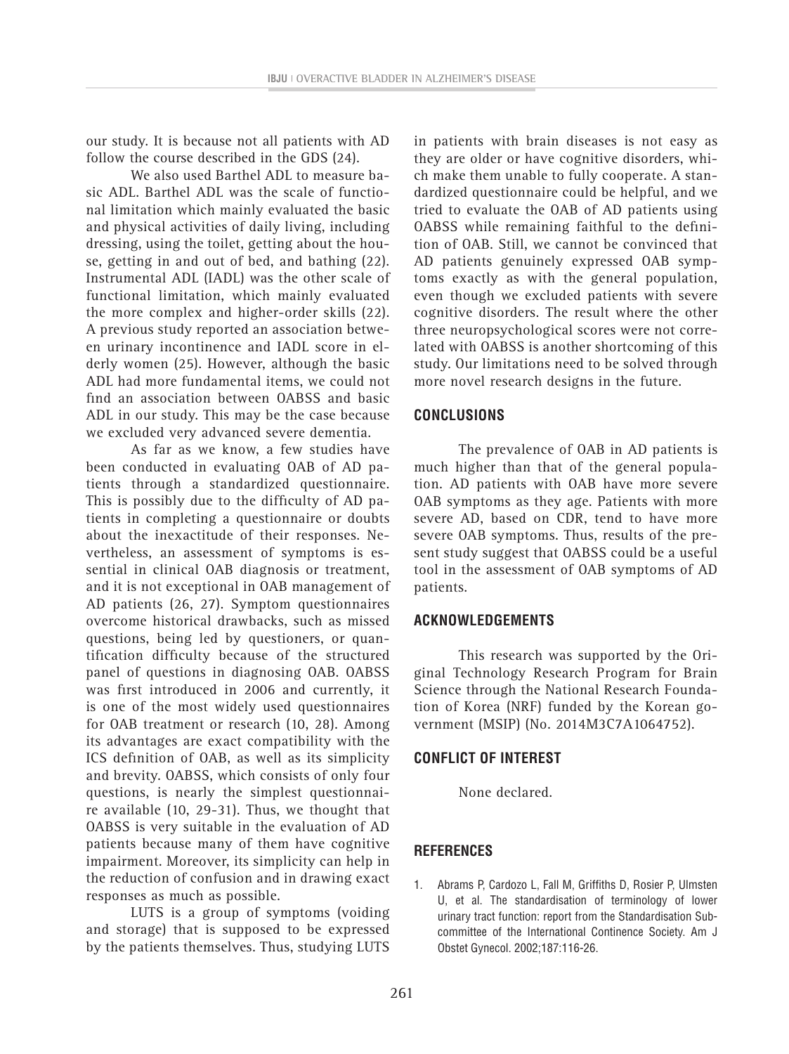our study. It is because not all patients with AD follow the course described in the GDS (24).

We also used Barthel ADL to measure basic ADL. Barthel ADL was the scale of functional limitation which mainly evaluated the basic and physical activities of daily living, including dressing, using the toilet, getting about the house, getting in and out of bed, and bathing (22). Instrumental ADL (IADL) was the other scale of functional limitation, which mainly evaluated the more complex and higher-order skills (22). A previous study reported an association between urinary incontinence and IADL score in elderly women (25). However, although the basic ADL had more fundamental items, we could not find an association between OABSS and basic ADL in our study. This may be the case because we excluded very advanced severe dementia.

As far as we know, a few studies have been conducted in evaluating OAB of AD patients through a standardized questionnaire. This is possibly due to the difficulty of AD patients in completing a questionnaire or doubts about the inexactitude of their responses. Nevertheless, an assessment of symptoms is essential in clinical OAB diagnosis or treatment, and it is not exceptional in OAB management of AD patients (26, 27). Symptom questionnaires overcome historical drawbacks, such as missed questions, being led by questioners, or quantification difficulty because of the structured panel of questions in diagnosing OAB. OABSS was first introduced in 2006 and currently, it is one of the most widely used questionnaires for OAB treatment or research (10, 28). Among its advantages are exact compatibility with the ICS definition of OAB, as well as its simplicity and brevity. OABSS, which consists of only four questions, is nearly the simplest questionnaire available (10, 29-31). Thus, we thought that OABSS is very suitable in the evaluation of AD patients because many of them have cognitive impairment. Moreover, its simplicity can help in the reduction of confusion and in drawing exact responses as much as possible.

LUTS is a group of symptoms (voiding and storage) that is supposed to be expressed by the patients themselves. Thus, studying LUTS in patients with brain diseases is not easy as they are older or have cognitive disorders, which make them unable to fully cooperate. A standardized questionnaire could be helpful, and we tried to evaluate the OAB of AD patients using OABSS while remaining faithful to the definition of OAB. Still, we cannot be convinced that AD patients genuinely expressed OAB symptoms exactly as with the general population, even though we excluded patients with severe cognitive disorders. The result where the other three neuropsychological scores were not correlated with OABSS is another shortcoming of this study. Our limitations need to be solved through more novel research designs in the future.

## CONCLUSIONS

The prevalence of OAB in AD patients is much higher than that of the general population. AD patients with OAB have more severe OAB symptoms as they age. Patients with more severe AD, based on CDR, tend to have more severe OAB symptoms. Thus, results of the present study suggest that OABSS could be a useful tool in the assessment of OAB symptoms of AD patients.

## ACKNOWLEDGEMENTS

This research was supported by the Original Technology Research Program for Brain Science through the National Research Foundation of Korea (NRF) funded by the Korean government (MSIP) (No. 2014M3C7A1064752).

## CONFLICT OF INTEREST

None declared.

## REFERENCES

1. Abrams P, Cardozo L, Fall M, Griffiths D, Rosier P, Ulmsten U, et al. The standardisation of terminology of lower urinary tract function: report from the Standardisation Sub-committee of the International Continence Society. Am J Obstet Gynecol. 2002;187:116-26.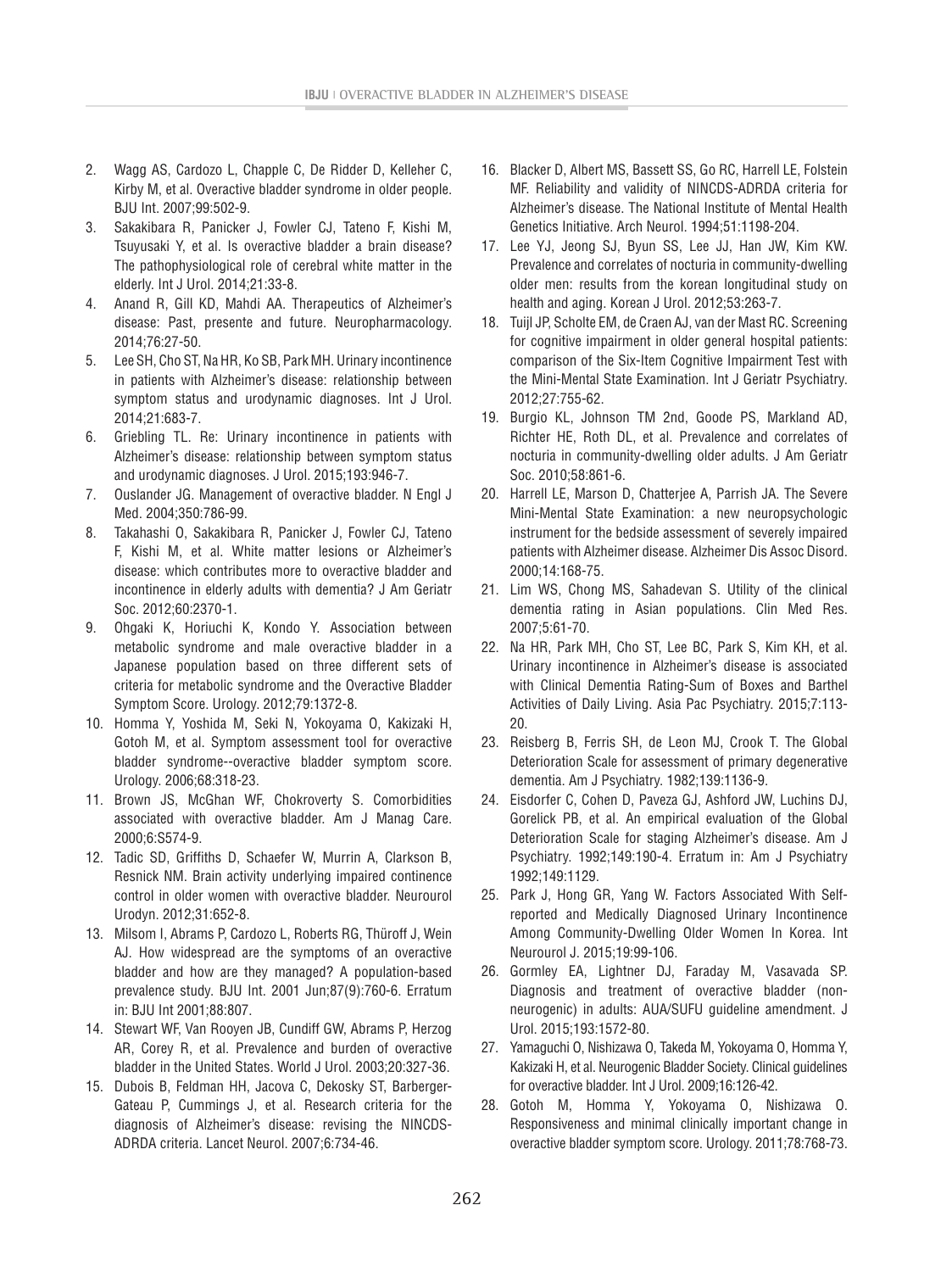2. Wagg AS, Cardozo L, Chapple C, De Ridder D, Kelleher C, Kirby M, et al. Overactive bladder syndrome in older people. BJU Int. 2007;99:502-9.
3. Sakakibara R, Panicker J, Fowler CJ, Tateno F, Kishi M, Tsuyusaki Y, et al. Is overactive bladder a brain disease? The pathophysiological role of cerebral white matter in the elderly. Int J Urol. 2014;21:33-8.
4. Anand R, Gill KD, Mahdi AA. Therapeutics of Alzheimer's disease: Past, presente and future. Neuropharmacology. 2014;76:27-50.
5. Lee SH, Cho ST, Na HR, Ko SB, Park MH. Urinary incontinence in patients with Alzheimer's disease: relationship between symptom status and urodynamic diagnoses. Int J Urol. 2014;21:683-7.
6. Griebling TL. Re: Urinary incontinence in patients with Alzheimer's disease: relationship between symptom status and urodynamic diagnoses. J Urol. 2015;193:946-7.
7. Ouslander JG. Management of overactive bladder. N Engl J Med. 2004;350:786-99.
8. Takahashi O, Sakakibara R, Panicker J, Fowler CJ, Tateno F, Kishi M, et al. White matter lesions or Alzheimer's disease: which contributes more to overactive bladder and incontinence in elderly adults with dementia? J Am Geriatr Soc. 2012;60:2370-1.
9. Ohgaki K, Horiuchi K, Kondo Y. Association between metabolic syndrome and male overactive bladder in a Japanese population based on three different sets of criteria for metabolic syndrome and the Overactive Bladder Symptom Score. Urology. 2012;79:1372-8.
10. Homma Y, Yoshida M, Seki N, Yokoyama O, Kakizaki H, Gotoh M, et al. Symptom assessment tool for overactive bladder syndrome--overactive bladder symptom score. Urology. 2006;68:318-23.
11. Brown JS, McGhan WF, Chokroverty S. Comorbidities associated with overactive bladder. Am J Manag Care. 2000;6:S574-9.
12. Tadic SD, Griffiths D, Schaefer W, Murrin A, Clarkson B, Resnick NM. Brain activity underlying impaired continence control in older women with overactive bladder. Neurourol Urodyn. 2012;31:652-8.
13. Milsom I, Abrams P, Cardozo L, Roberts RG, Thüroff J, Wein AJ. How widespread are the symptoms of an overactive bladder and how are they managed? A population-based prevalence study. BJU Int. 2001 Jun;87(9):760-6. Erratum in: BJU Int 2001;88:807.
14. Stewart WF, Van Rooyen JB, Cundiff GW, Abrams P, Herzog AR, Corey R, et al. Prevalence and burden of overactive bladder in the United States. World J Urol. 2003;20:327-36.
15. Dubois B, Feldman HH, Jacova C, Dekosky ST, Barberger-Gateau P, Cummings J, et al. Research criteria for the diagnosis of Alzheimer's disease: revising the NINCDS-ADRDA criteria. Lancet Neurol. 2007;6:734-46.
16. Blacker D, Albert MS, Bassett SS, Go RC, Harrell LE, Folstein MF. Reliability and validity of NINCDS-ADRDA criteria for Alzheimer's disease. The National Institute of Mental Health Genetics Initiative. Arch Neurol. 1994;51:1198-204.
17. Lee YJ, Jeong SJ, Byun SS, Lee JJ, Han JW, Kim KW. Prevalence and correlates of nocturia in community-dwelling older men: results from the korean longitudinal study on health and aging. Korean J Urol. 2012;53:263-7.
18. Tuijl JP, Scholte EM, de Craen AJ, van der Mast RC. Screening for cognitive impairment in older general hospital patients: comparison of the Six-Item Cognitive Impairment Test with the Mini-Mental State Examination. Int J Geriatr Psychiatry. 2012;27:755-62.
19. Burgio KL, Johnson TM 2nd, Goode PS, Markland AD, Richter HE, Roth DL, et al. Prevalence and correlates of nocturia in community-dwelling older adults. J Am Geriatr Soc. 2010;58:861-6.
20. Harrell LE, Marson D, Chatterjee A, Parrish JA. The Severe Mini-Mental State Examination: a new neuropsychologic instrument for the bedside assessment of severely impaired patients with Alzheimer disease. Alzheimer Dis Assoc Disord. 2000;14:168-75.
21. Lim WS, Chong MS, Sahadevan S. Utility of the clinical dementia rating in Asian populations. Clin Med Res. 2007;5:61-70.
22. Na HR, Park MH, Cho ST, Lee BC, Park S, Kim KH, et al. Urinary incontinence in Alzheimer's disease is associated with Clinical Dementia Rating-Sum of Boxes and Barthel Activities of Daily Living. Asia Pac Psychiatry. 2015;7:113-20.
23. Reisberg B, Ferris SH, de Leon MJ, Crook T. The Global Deterioration Scale for assessment of primary degenerative dementia. Am J Psychiatry. 1982;139:1136-9.
24. Eisdorfer C, Cohen D, Paveza GJ, Ashford JW, Luchins DJ, Gorelick PB, et al. An empirical evaluation of the Global Deterioration Scale for staging Alzheimer's disease. Am J Psychiatry. 1992;149:190-4. Erratum in: Am J Psychiatry 1992;149:1129.
25. Park J, Hong GR, Yang W. Factors Associated With Self-reported and Medically Diagnosed Urinary Incontinence Among Community-Dwelling Older Women In Korea. Int Neurourol J. 2015;19:99-106.
26. Gormley EA, Lightner DJ, Faraday M, Vasavada SP. Diagnosis and treatment of overactive bladder (non-neurogenic) in adults: AUA/SUFU guideline amendment. J Urol. 2015;193:1572-80.
27. Yamaguchi O, Nishizawa O, Takeda M, Yokoyama O, Homma Y, Kakizaki H, et al. Neurogenic Bladder Society. Clinical guidelines for overactive bladder. Int J Urol. 2009;16:126-42.
28. Gotoh M, Homma Y, Yokoyama O, Nishizawa O. Responsiveness and minimal clinically important change in overactive bladder symptom score. Urology. 2011;78:768-73.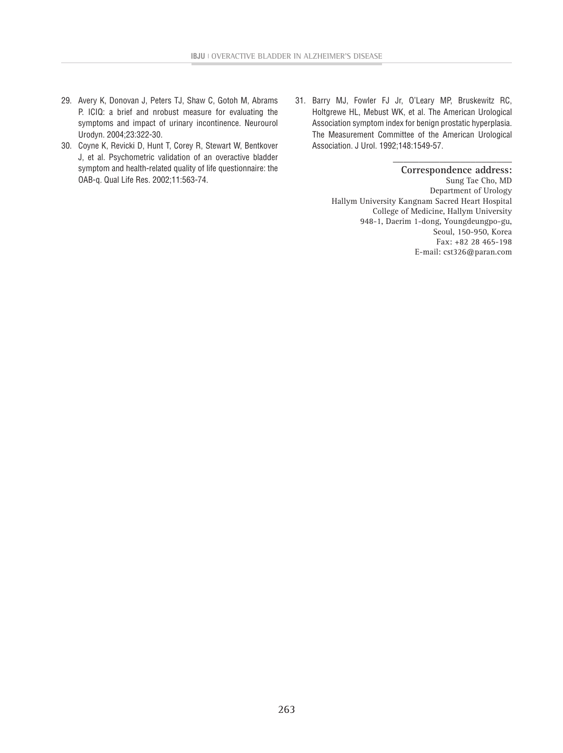29. Avery K, Donovan J, Peters TJ, Shaw C, Gotoh M, Abrams P. ICIQ: a brief and nrobust measure for evaluating the symptoms and impact of urinary incontinence. Neurourol Urodyn. 2004;23:322-30.
30. Coyne K, Revicki D, Hunt T, Corey R, Stewart W, Bentkover J, et al. Psychometric validation of an overactive bladder symptom and health-related quality of life questionnaire: the OAB-q. Qual Life Res. 2002;11:563-74.
31. Barry MJ, Fowler FJ Jr, O'Leary MP, Bruskewitz RC, Holtgrewe HL, Mebust WK, et al. The American Urological Association symptom index for benign prostatic hyperplasia. The Measurement Committee of the American Urological Association. J Urol. 1992;148:1549-57.

**Correspondence address:**
Sung Tae Cho, MD
Department of Urology
Hallym University Kangnam Sacred Heart Hospital
College of Medicine, Hallym University
948-1, Daerim 1-dong, Youngdeungpo-gu,
Seoul, 150-950, Korea
Fax: +82 28 465-198
E-mail: cst326@paran.com